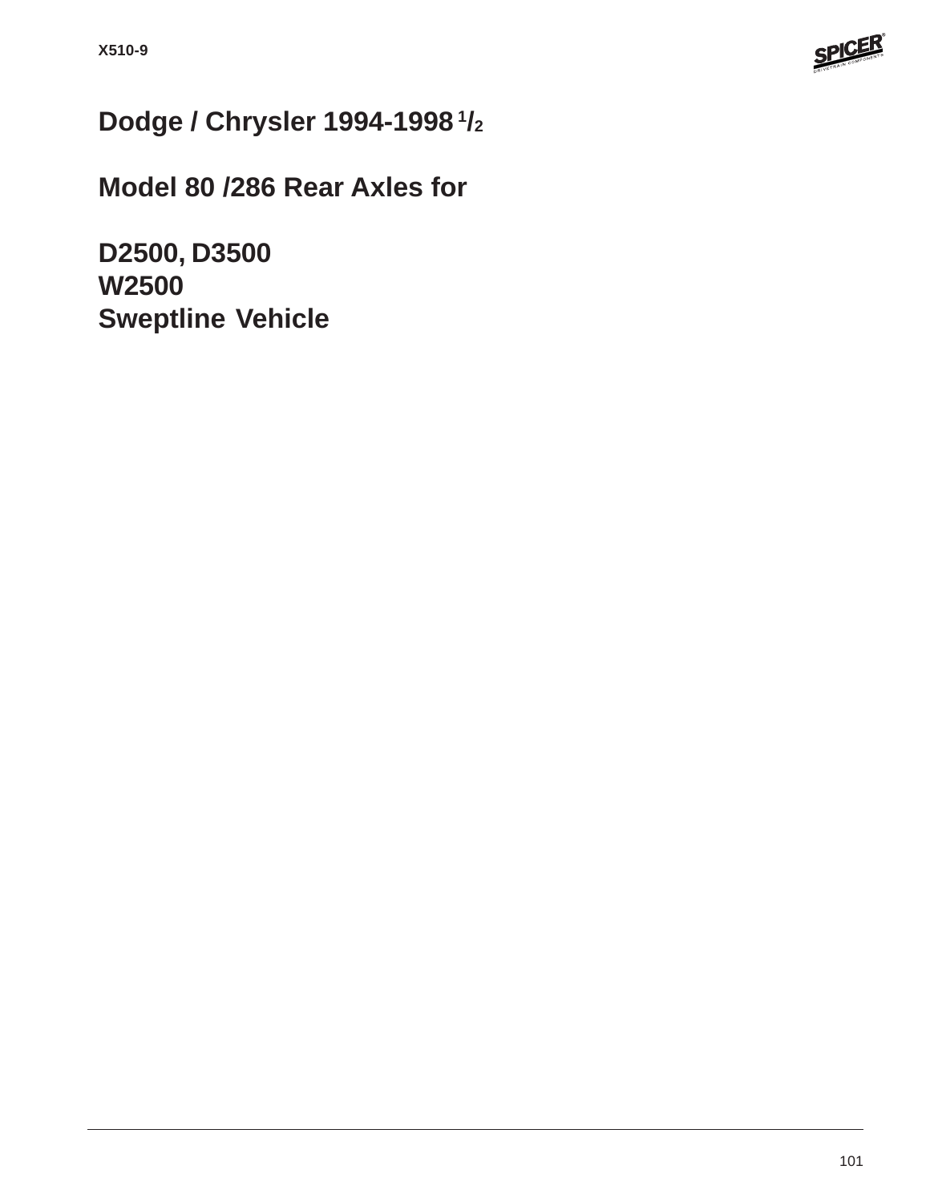# Dodge / Chrysler 1994-1998 1/2

## Model 80 /286 Rear Axles for

## D2500, D3500
## W2500
## Sweptline Vehicle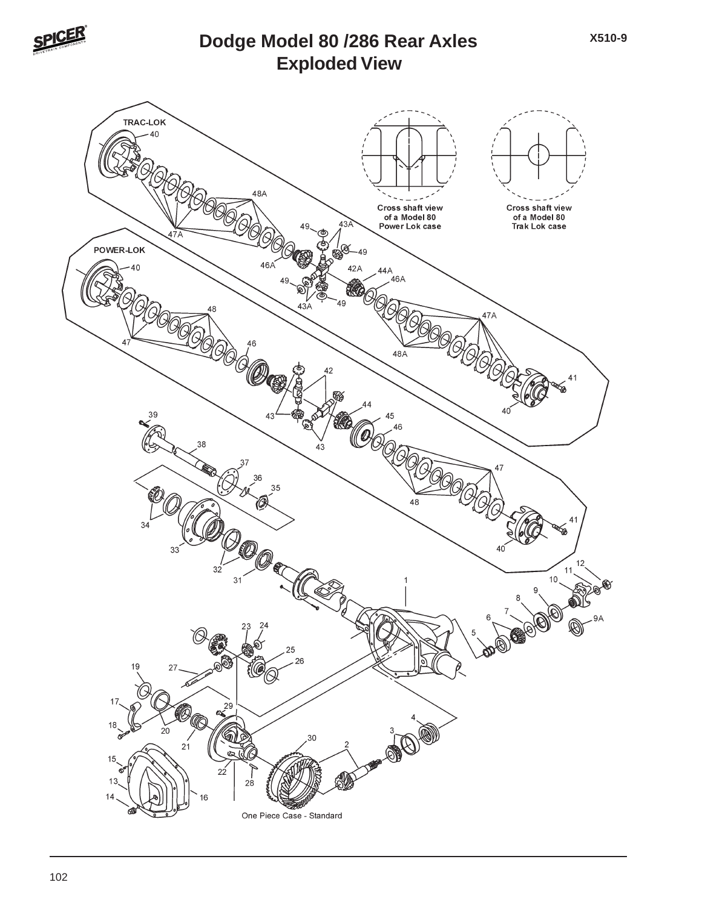# Dodge Model 80 /286 Rear Axles
## Exploded View

X510-9

TRAC-LOK

POWER-LOK

Cross shaft view of a Model 80 Power Lok case

Cross shaft view of a Model 80 Trak Lok case

One Piece Case - Standard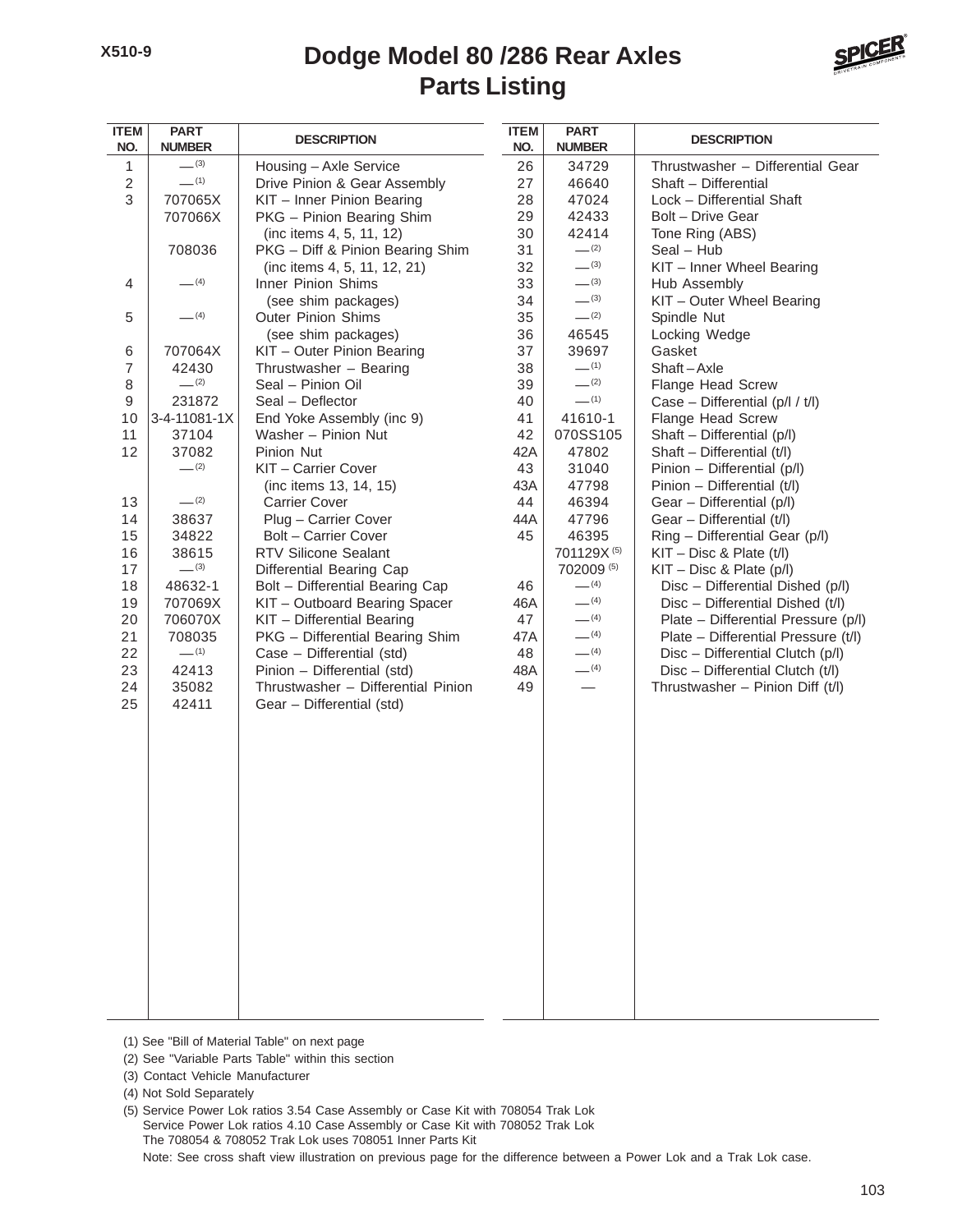# Dodge Model 80 /286 Rear Axles
## Parts Listing

X510-9

| ITEM NO. | PART NUMBER | DESCRIPTION |
|---|---|---|
| 1 | — (3) | Housing – Axle Service |
| 2 | — (1) | Drive Pinion & Gear Assembly |
| 3 | 707065X | KIT – Inner Pinion Bearing |
| | 707066X | PKG – Pinion Bearing Shim (inc items 4, 5, 11, 12) |
| | 708036 | PKG – Diff & Pinion Bearing Shim (inc items 4, 5, 11, 12, 21) |
| 4 | — (4) | Inner Pinion Shims (see shim packages) |
| 5 | — (4) | Outer Pinion Shims (see shim packages) |
| 6 | 707064X | KIT – Outer Pinion Bearing |
| 7 | 42430 | Thrustwasher – Bearing |
| 8 | — (2) | Seal – Pinion Oil |
| 9 | 231872 | Seal – Deflector |
| 10 | 3-4-11081-1X | End Yoke Assembly (inc 9) |
| 11 | 37104 | Washer – Pinion Nut |
| 12 | 37082 | Pinion Nut |
| | — (2) | KIT – Carrier Cover (inc items 13, 14, 15) |
| 13 | — (2) | Carrier Cover |
| 14 | 38637 | Plug – Carrier Cover |
| 15 | 34822 | Bolt – Carrier Cover |
| 16 | 38615 | RTV Silicone Sealant |
| 17 | — (3) | Differential Bearing Cap |
| 18 | 48632-1 | Bolt – Differential Bearing Cap |
| 19 | 707069X | KIT – Outboard Bearing Spacer |
| 20 | 706070X | KIT – Differential Bearing |
| 21 | 708035 | PKG – Differential Bearing Shim |
| 22 | — (1) | Case – Differential (std) |
| 23 | 42413 | Pinion – Differential (std) |
| 24 | 35082 | Thrustwasher – Differential Pinion |
| 25 | 42411 | Gear – Differential (std) |
| 26 | 34729 | Thrustwasher – Differential Gear |
| 27 | 46640 | Shaft – Differential |
| 28 | 47024 | Lock – Differential Shaft |
| 29 | 42433 | Bolt – Drive Gear |
| 30 | 42414 | Tone Ring (ABS) |
| 31 | — (2) | Seal – Hub |
| 32 | — (3) | KIT – Inner Wheel Bearing |
| 33 | — (3) | Hub Assembly |
| 34 | — (3) | KIT – Outer Wheel Bearing |
| 35 | — (2) | Spindle Nut |
| 36 | 46545 | Locking Wedge |
| 37 | 39697 | Gasket |
| 38 | — (1) | Shaft – Axle |
| 39 | — (2) | Flange Head Screw |
| 40 | — (1) | Case – Differential (p/l / t/l) |
| 41 | 41610-1 | Flange Head Screw |
| 42 | 070SS105 | Shaft – Differential (p/l) |
| 42A | 47802 | Shaft – Differential (t/l) |
| 43 | 31040 | Pinion – Differential (p/l) |
| 43A | 47798 | Pinion – Differential (t/l) |
| 44 | 46394 | Gear – Differential (p/l) |
| 44A | 47796 | Gear – Differential (t/l) |
| 45 | 46395 | Ring – Differential Gear (p/l) |
| | 701129X (5) | KIT – Disc & Plate (t/l) |
| | 702009 (5) | KIT – Disc & Plate (p/l) |
| 46 | — (4) | Disc – Differential Dished (p/l) |
| 46A | — (4) | Disc – Differential Dished (t/l) |
| 47 | — (4) | Plate – Differential Pressure (p/l) |
| 47A | — (4) | Plate – Differential Pressure (t/l) |
| 48 | — (4) | Disc – Differential Clutch (p/l) |
| 48A | — (4) | Disc – Differential Clutch (t/l) |
| 49 | — | Thrustwasher – Pinion Diff (t/l) |

(1) See "Bill of Material Table" on next page

(2) See "Variable Parts Table" within this section

(3) Contact Vehicle Manufacturer

(4) Not Sold Separately

(5) Service Power Lok ratios 3.54 Case Assembly or Case Kit with 708054 Trak Lok
Service Power Lok ratios 4.10 Case Assembly or Case Kit with 708052 Trak Lok
The 708054 & 708052 Trak Lok uses 708051 Inner Parts Kit
Note: See cross shaft view illustration on previous page for the difference between a Power Lok and a Trak Lok case.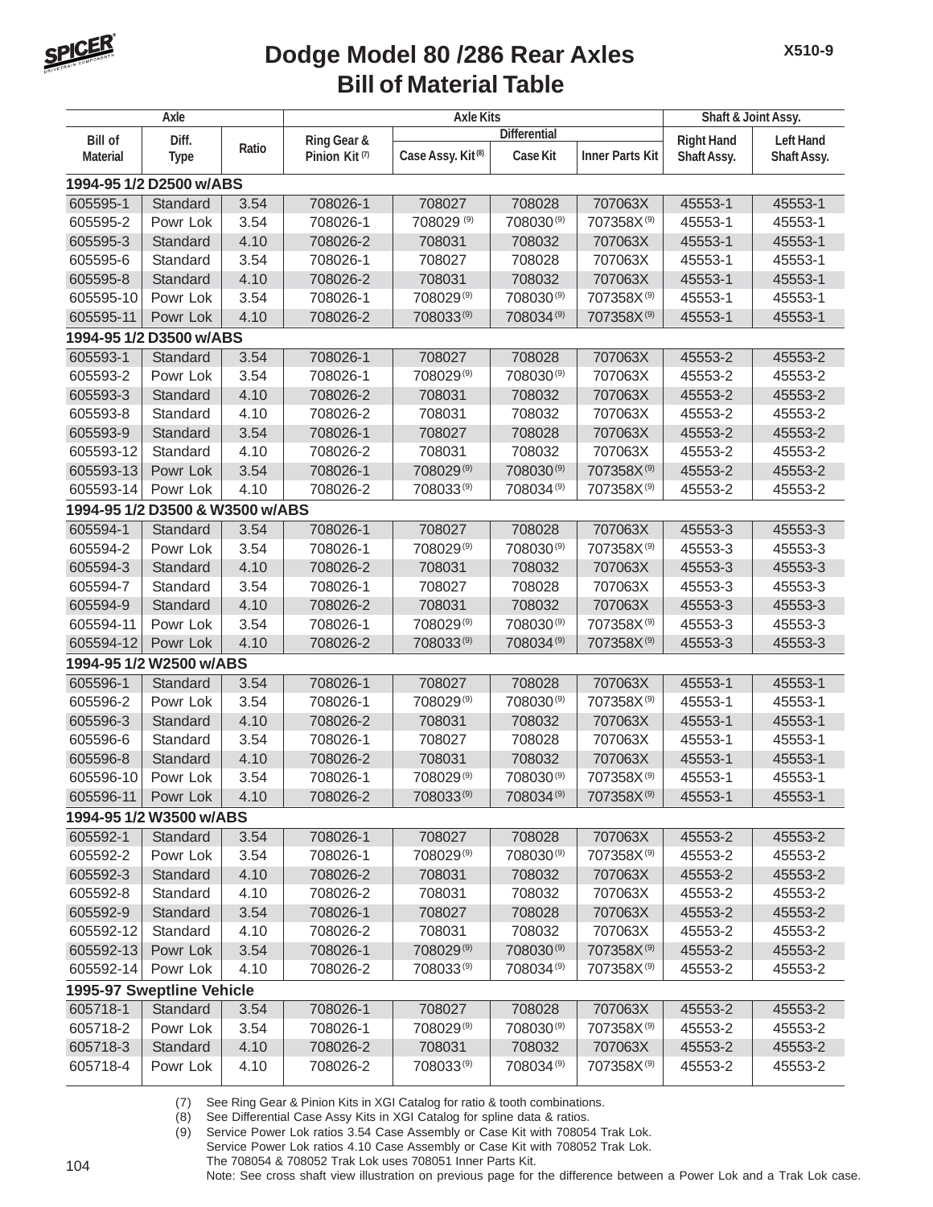# Dodge Model 80 /286 Rear Axles
## Bill of Material Table

| Axle | | | Axle Kits | | | | Shaft & Joint Assy. | |
|---|---|---|---|---|---|---|---|---|
| | | | | Differential | | | | |
| Bill of Material | Diff. Type | Ratio | Ring Gear & Pinion Kit (7) | Case Assy. Kit (8) | Case Kit | Inner Parts Kit | Right Hand Shaft Assy. | Left Hand Shaft Assy. |
| **1994-95 1/2 D2500 w/ABS** | | | | | | | | |
| 605595-1 | Standard | 3.54 | 708026-1 | 708027 | 708028 | 707063X | 45553-1 | 45553-1 |
| 605595-2 | Powr Lok | 3.54 | 708026-1 | 708029 (9) | 708030 (9) | 707358X (9) | 45553-1 | 45553-1 |
| 605595-3 | Standard | 4.10 | 708026-2 | 708031 | 708032 | 707063X | 45553-1 | 45553-1 |
| 605595-6 | Standard | 3.54 | 708026-1 | 708027 | 708028 | 707063X | 45553-1 | 45553-1 |
| 605595-8 | Standard | 4.10 | 708026-2 | 708031 | 708032 | 707063X | 45553-1 | 45553-1 |
| 605595-10 | Powr Lok | 3.54 | 708026-1 | 708029 (9) | 708030 (9) | 707358X (9) | 45553-1 | 45553-1 |
| 605595-11 | Powr Lok | 4.10 | 708026-2 | 708033 (9) | 708034 (9) | 707358X (9) | 45553-1 | 45553-1 |
| **1994-95 1/2 D3500 w/ABS** | | | | | | | | |
| 605593-1 | Standard | 3.54 | 708026-1 | 708027 | 708028 | 707063X | 45553-2 | 45553-2 |
| 605593-2 | Powr Lok | 3.54 | 708026-1 | 708029 (9) | 708030 (9) | 707063X | 45553-2 | 45553-2 |
| 605593-3 | Standard | 4.10 | 708026-2 | 708031 | 708032 | 707063X | 45553-2 | 45553-2 |
| 605593-8 | Standard | 4.10 | 708026-2 | 708031 | 708032 | 707063X | 45553-2 | 45553-2 |
| 605593-9 | Standard | 3.54 | 708026-1 | 708027 | 708028 | 707063X | 45553-2 | 45553-2 |
| 605593-12 | Standard | 4.10 | 708026-2 | 708031 | 708032 | 707063X | 45553-2 | 45553-2 |
| 605593-13 | Powr Lok | 3.54 | 708026-1 | 708029 (9) | 708030 (9) | 707358X (9) | 45553-2 | 45553-2 |
| 605593-14 | Powr Lok | 4.10 | 708026-2 | 708033 (9) | 708034 (9) | 707358X (9) | 45553-2 | 45553-2 |
| **1994-95 1/2 D3500 & W3500 w/ABS** | | | | | | | | |
| 605594-1 | Standard | 3.54 | 708026-1 | 708027 | 708028 | 707063X | 45553-3 | 45553-3 |
| 605594-2 | Powr Lok | 3.54 | 708026-1 | 708029 (9) | 708030 (9) | 707358X (9) | 45553-3 | 45553-3 |
| 605594-3 | Standard | 4.10 | 708026-2 | 708031 | 708032 | 707063X | 45553-3 | 45553-3 |
| 605594-7 | Standard | 3.54 | 708026-1 | 708027 | 708028 | 707063X | 45553-3 | 45553-3 |
| 605594-9 | Standard | 4.10 | 708026-2 | 708031 | 708032 | 707063X | 45553-3 | 45553-3 |
| 605594-11 | Powr Lok | 3.54 | 708026-1 | 708029 (9) | 708030 (9) | 707358X (9) | 45553-3 | 45553-3 |
| 605594-12 | Powr Lok | 4.10 | 708026-2 | 708033 (9) | 708034 (9) | 707358X (9) | 45553-3 | 45553-3 |
| **1994-95 1/2 W2500 w/ABS** | | | | | | | | |
| 605596-1 | Standard | 3.54 | 708026-1 | 708027 | 708028 | 707063X | 45553-1 | 45553-1 |
| 605596-2 | Powr Lok | 3.54 | 708026-1 | 708029 (9) | 708030 (9) | 707358X (9) | 45553-1 | 45553-1 |
| 605596-3 | Standard | 4.10 | 708026-2 | 708031 | 708032 | 707063X | 45553-1 | 45553-1 |
| 605596-6 | Standard | 3.54 | 708026-1 | 708027 | 708028 | 707063X | 45553-1 | 45553-1 |
| 605596-8 | Standard | 4.10 | 708026-2 | 708031 | 708032 | 707063X | 45553-1 | 45553-1 |
| 605596-10 | Powr Lok | 3.54 | 708026-1 | 708029 (9) | 708030 (9) | 707358X (9) | 45553-1 | 45553-1 |
| 605596-11 | Powr Lok | 4.10 | 708026-2 | 708033 (9) | 708034 (9) | 707358X (9) | 45553-1 | 45553-1 |
| **1994-95 1/2 W3500 w/ABS** | | | | | | | | |
| 605592-1 | Standard | 3.54 | 708026-1 | 708027 | 708028 | 707063X | 45553-2 | 45553-2 |
| 605592-2 | Powr Lok | 3.54 | 708026-1 | 708029 (9) | 708030 (9) | 707358X (9) | 45553-2 | 45553-2 |
| 605592-3 | Standard | 4.10 | 708026-2 | 708031 | 708032 | 707063X | 45553-2 | 45553-2 |
| 605592-8 | Standard | 4.10 | 708026-2 | 708031 | 708032 | 707063X | 45553-2 | 45553-2 |
| 605592-9 | Standard | 3.54 | 708026-1 | 708027 | 708028 | 707063X | 45553-2 | 45553-2 |
| 605592-12 | Standard | 4.10 | 708026-2 | 708031 | 708032 | 707063X | 45553-2 | 45553-2 |
| 605592-13 | Powr Lok | 3.54 | 708026-1 | 708029 (9) | 708030 (9) | 707358X (9) | 45553-2 | 45553-2 |
| 605592-14 | Powr Lok | 4.10 | 708026-2 | 708033 (9) | 708034 (9) | 707358X (9) | 45553-2 | 45553-2 |
| **1995-97 Sweptline Vehicle** | | | | | | | | |
| 605718-1 | Standard | 3.54 | 708026-1 | 708027 | 708028 | 707063X | 45553-2 | 45553-2 |
| 605718-2 | Powr Lok | 3.54 | 708026-1 | 708029 (9) | 708030 (9) | 707358X (9) | 45553-2 | 45553-2 |
| 605718-3 | Standard | 4.10 | 708026-2 | 708031 | 708032 | 707063X | 45553-2 | 45553-2 |
| 605718-4 | Powr Lok | 4.10 | 708026-2 | 708033 (9) | 708034 (9) | 707358X (9) | 45553-2 | 45553-2 |

(7) See Ring Gear & Pinion Kits in XGI Catalog for ratio & tooth combinations.
(8) See Differential Case Assy Kits in XGI Catalog for spline data & ratios.
(9) Service Power Lok ratios 3.54 Case Assembly or Case Kit with 708054 Trak Lok.
Service Power Lok ratios 4.10 Case Assembly or Case Kit with 708052 Trak Lok.
The 708054 & 708052 Trak Lok uses 708051 Inner Parts Kit.
Note: See cross shaft view illustration on previous page for the difference between a Power Lok and a Trak Lok case.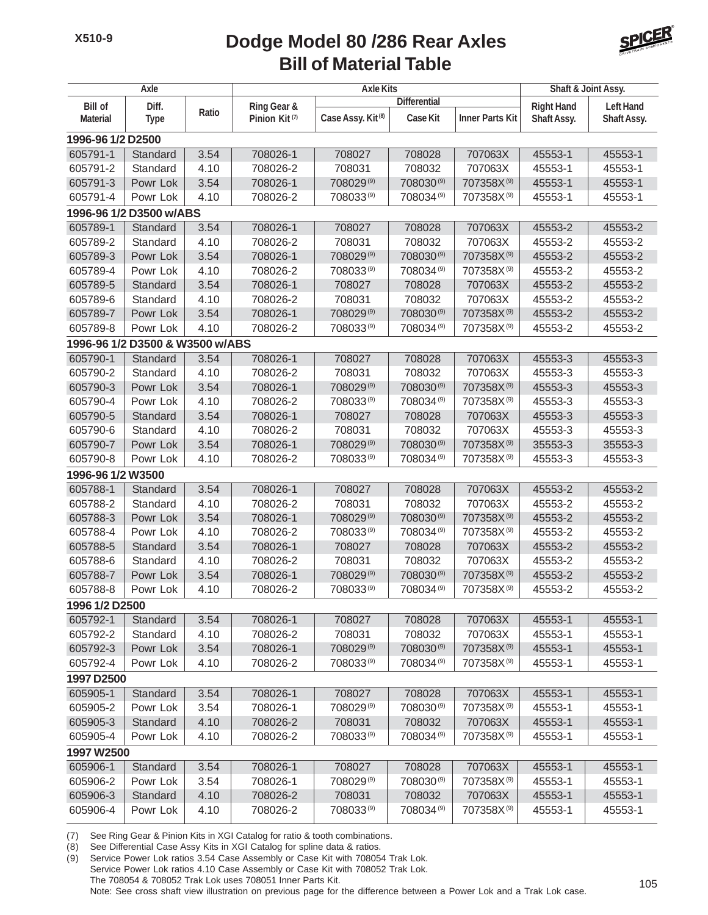# Dodge Model 80 /286 Rear Axles
## Bill of Material Table

| Axle | | | Axle Kits | | | | Shaft & Joint Assy. | |
|---|---|---|---|---|---|---|---|---|
| | | | | Differential | | | | |
| Bill of Material | Diff. Type | Ratio | Ring Gear & Pinion Kit (7) | Case Assy. Kit (8) | Case Kit | Inner Parts Kit | Right Hand Shaft Assy. | Left Hand Shaft Assy. |
| **1996-96 1/2 D2500** | | | | | | | | |
| 605791-1 | Standard | 3.54 | 708026-1 | 708027 | 708028 | 707063X | 45553-1 | 45553-1 |
| 605791-2 | Standard | 4.10 | 708026-2 | 708031 | 708032 | 707063X | 45553-1 | 45553-1 |
| 605791-3 | Powr Lok | 3.54 | 708026-1 | 708029 (9) | 708030 (9) | 707358X (9) | 45553-1 | 45553-1 |
| 605791-4 | Powr Lok | 4.10 | 708026-2 | 708033 (9) | 708034 (9) | 707358X (9) | 45553-1 | 45553-1 |
| **1996-96 1/2 D3500 w/ABS** | | | | | | | | |
| 605789-1 | Standard | 3.54 | 708026-1 | 708027 | 708028 | 707063X | 45553-2 | 45553-2 |
| 605789-2 | Standard | 4.10 | 708026-2 | 708031 | 708032 | 707063X | 45553-2 | 45553-2 |
| 605789-3 | Powr Lok | 3.54 | 708026-1 | 708029 (9) | 708030 (9) | 707358X (9) | 45553-2 | 45553-2 |
| 605789-4 | Powr Lok | 4.10 | 708026-2 | 708033 (9) | 708034 (9) | 707358X (9) | 45553-2 | 45553-2 |
| 605789-5 | Standard | 3.54 | 708026-1 | 708027 | 708028 | 707063X | 45553-2 | 45553-2 |
| 605789-6 | Standard | 4.10 | 708026-2 | 708031 | 708032 | 707063X | 45553-2 | 45553-2 |
| 605789-7 | Powr Lok | 3.54 | 708026-1 | 708029 (9) | 708030 (9) | 707358X (9) | 45553-2 | 45553-2 |
| 605789-8 | Powr Lok | 4.10 | 708026-2 | 708033 (9) | 708034 (9) | 707358X (9) | 45553-2 | 45553-2 |
| **1996-96 1/2 D3500 & W3500 w/ABS** | | | | | | | | |
| 605790-1 | Standard | 3.54 | 708026-1 | 708027 | 708028 | 707063X | 45553-3 | 45553-3 |
| 605790-2 | Standard | 4.10 | 708026-2 | 708031 | 708032 | 707063X | 45553-3 | 45553-3 |
| 605790-3 | Powr Lok | 3.54 | 708026-1 | 708029 (9) | 708030 (9) | 707358X (9) | 45553-3 | 45553-3 |
| 605790-4 | Powr Lok | 4.10 | 708026-2 | 708033 (9) | 708034 (9) | 707358X (9) | 45553-3 | 45553-3 |
| 605790-5 | Standard | 3.54 | 708026-1 | 708027 | 708028 | 707063X | 45553-3 | 45553-3 |
| 605790-6 | Standard | 4.10 | 708026-2 | 708031 | 708032 | 707063X | 45553-3 | 45553-3 |
| 605790-7 | Powr Lok | 3.54 | 708026-1 | 708029 (9) | 708030 (9) | 707358X (9) | 35553-3 | 35553-3 |
| 605790-8 | Powr Lok | 4.10 | 708026-2 | 708033 (9) | 708034 (9) | 707358X (9) | 45553-3 | 45553-3 |
| **1996-96 1/2 W3500** | | | | | | | | |
| 605788-1 | Standard | 3.54 | 708026-1 | 708027 | 708028 | 707063X | 45553-2 | 45553-2 |
| 605788-2 | Standard | 4.10 | 708026-2 | 708031 | 708032 | 707063X | 45553-2 | 45553-2 |
| 605788-3 | Powr Lok | 3.54 | 708026-1 | 708029 (9) | 708030 (9) | 707358X (9) | 45553-2 | 45553-2 |
| 605788-4 | Powr Lok | 4.10 | 708026-2 | 708033 (9) | 708034 (9) | 707358X (9) | 45553-2 | 45553-2 |
| 605788-5 | Standard | 3.54 | 708026-1 | 708027 | 708028 | 707063X | 45553-2 | 45553-2 |
| 605788-6 | Standard | 4.10 | 708026-2 | 708031 | 708032 | 707063X | 45553-2 | 45553-2 |
| 605788-7 | Powr Lok | 3.54 | 708026-1 | 708029 (9) | 708030 (9) | 707358X (9) | 45553-2 | 45553-2 |
| 605788-8 | Powr Lok | 4.10 | 708026-2 | 708033 (9) | 708034 (9) | 707358X (9) | 45553-2 | 45553-2 |
| **1996 1/2 D2500** | | | | | | | | |
| 605792-1 | Standard | 3.54 | 708026-1 | 708027 | 708028 | 707063X | 45553-1 | 45553-1 |
| 605792-2 | Standard | 4.10 | 708026-2 | 708031 | 708032 | 707063X | 45553-1 | 45553-1 |
| 605792-3 | Powr Lok | 3.54 | 708026-1 | 708029 (9) | 708030 (9) | 707358X (9) | 45553-1 | 45553-1 |
| 605792-4 | Powr Lok | 4.10 | 708026-2 | 708033 (9) | 708034 (9) | 707358X (9) | 45553-1 | 45553-1 |
| **1997 D2500** | | | | | | | | |
| 605905-1 | Standard | 3.54 | 708026-1 | 708027 | 708028 | 707063X | 45553-1 | 45553-1 |
| 605905-2 | Powr Lok | 3.54 | 708026-1 | 708029 (9) | 708030 (9) | 707358X (9) | 45553-1 | 45553-1 |
| 605905-3 | Standard | 4.10 | 708026-2 | 708031 | 708032 | 707063X | 45553-1 | 45553-1 |
| 605905-4 | Powr Lok | 4.10 | 708026-2 | 708033 (9) | 708034 (9) | 707358X (9) | 45553-1 | 45553-1 |
| **1997 W2500** | | | | | | | | |
| 605906-1 | Standard | 3.54 | 708026-1 | 708027 | 708028 | 707063X | 45553-1 | 45553-1 |
| 605906-2 | Powr Lok | 3.54 | 708026-1 | 708029 (9) | 708030 (9) | 707358X (9) | 45553-1 | 45553-1 |
| 605906-3 | Standard | 4.10 | 708026-2 | 708031 | 708032 | 707063X | 45553-1 | 45553-1 |
| 605906-4 | Powr Lok | 4.10 | 708026-2 | 708033 (9) | 708034 (9) | 707358X (9) | 45553-1 | 45553-1 |

(7) See Ring Gear & Pinion Kits in XGI Catalog for ratio & tooth combinations.
(8) See Differential Case Assy Kits in XGI Catalog for spline data & ratios.
(9) Service Power Lok ratios 3.54 Case Assembly or Case Kit with 708054 Trak Lok.
Service Power Lok ratios 4.10 Case Assembly or Case Kit with 708052 Trak Lok.
The 708054 & 708052 Trak Lok uses 708051 Inner Parts Kit.
Note: See cross shaft view illustration on previous page for the difference between a Power Lok and a Trak Lok case.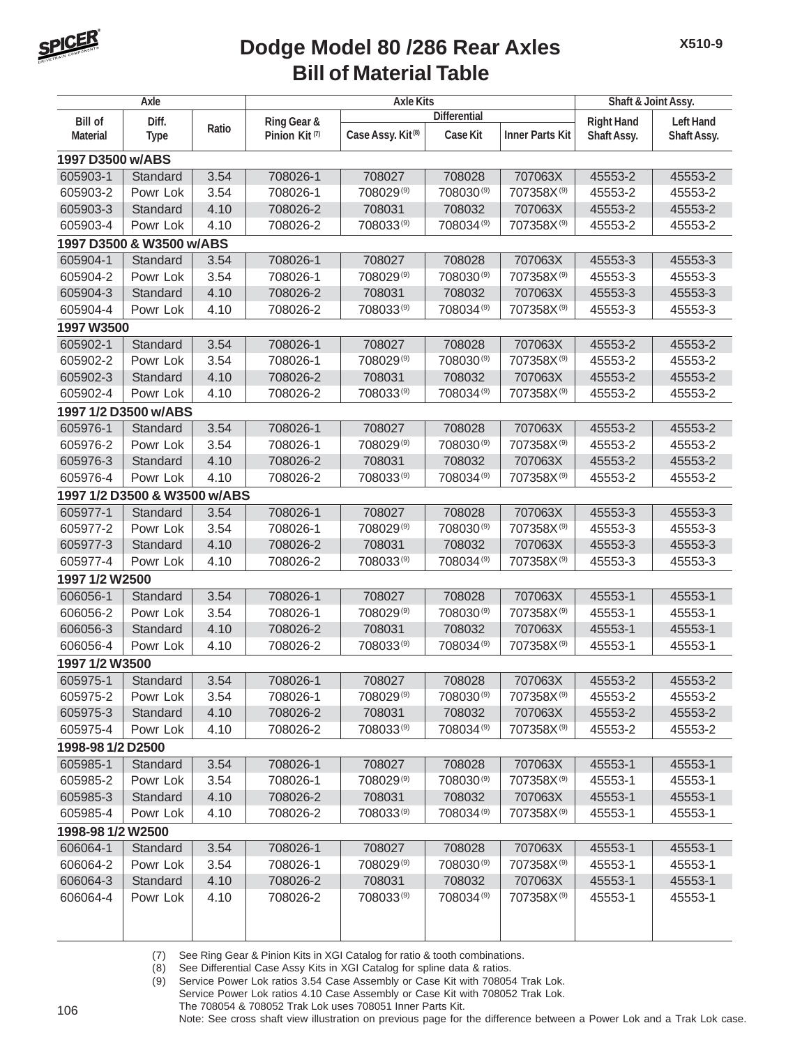# Dodge Model 80 /286 Rear Axles
## Bill of Material Table

| Axle | | | Axle Kits | | | | Shaft & Joint Assy. | |
|---|---|---|---|---|---|---|---|---|
| | | | | Differential | | | | |
| Bill of Material | Diff. Type | Ratio | Ring Gear & Pinion Kit (7) | Case Assy. Kit (8) | Case Kit | Inner Parts Kit | Right Hand Shaft Assy. | Left Hand Shaft Assy. |
| **1997 D3500 w/ABS** | | | | | | | | |
| 605903-1 | Standard | 3.54 | 708026-1 | 708027 | 708028 | 707063X | 45553-2 | 45553-2 |
| 605903-2 | Powr Lok | 3.54 | 708026-1 | 708029 (9) | 708030 (9) | 707358X (9) | 45553-2 | 45553-2 |
| 605903-3 | Standard | 4.10 | 708026-2 | 708031 | 708032 | 707063X | 45553-2 | 45553-2 |
| 605903-4 | Powr Lok | 4.10 | 708026-2 | 708033 (9) | 708034 (9) | 707358X (9) | 45553-2 | 45553-2 |
| **1997 D3500 & W3500 w/ABS** | | | | | | | | |
| 605904-1 | Standard | 3.54 | 708026-1 | 708027 | 708028 | 707063X | 45553-3 | 45553-3 |
| 605904-2 | Powr Lok | 3.54 | 708026-1 | 708029 (9) | 708030 (9) | 707358X (9) | 45553-3 | 45553-3 |
| 605904-3 | Standard | 4.10 | 708026-2 | 708031 | 708032 | 707063X | 45553-3 | 45553-3 |
| 605904-4 | Powr Lok | 4.10 | 708026-2 | 708033 (9) | 708034 (9) | 707358X (9) | 45553-3 | 45553-3 |
| **1997 W3500** | | | | | | | | |
| 605902-1 | Standard | 3.54 | 708026-1 | 708027 | 708028 | 707063X | 45553-2 | 45553-2 |
| 605902-2 | Powr Lok | 3.54 | 708026-1 | 708029 (9) | 708030 (9) | 707358X (9) | 45553-2 | 45553-2 |
| 605902-3 | Standard | 4.10 | 708026-2 | 708031 | 708032 | 707063X | 45553-2 | 45553-2 |
| 605902-4 | Powr Lok | 4.10 | 708026-2 | 708033 (9) | 708034 (9) | 707358X (9) | 45553-2 | 45553-2 |
| **1997 1/2 D3500 w/ABS** | | | | | | | | |
| 605976-1 | Standard | 3.54 | 708026-1 | 708027 | 708028 | 707063X | 45553-2 | 45553-2 |
| 605976-2 | Powr Lok | 3.54 | 708026-1 | 708029 (9) | 708030 (9) | 707358X (9) | 45553-2 | 45553-2 |
| 605976-3 | Standard | 4.10 | 708026-2 | 708031 | 708032 | 707063X | 45553-2 | 45553-2 |
| 605976-4 | Powr Lok | 4.10 | 708026-2 | 708033 (9) | 708034 (9) | 707358X (9) | 45553-2 | 45553-2 |
| **1997 1/2 D3500 & W3500 w/ABS** | | | | | | | | |
| 605977-1 | Standard | 3.54 | 708026-1 | 708027 | 708028 | 707063X | 45553-3 | 45553-3 |
| 605977-2 | Powr Lok | 3.54 | 708026-1 | 708029 (9) | 708030 (9) | 707358X (9) | 45553-3 | 45553-3 |
| 605977-3 | Standard | 4.10 | 708026-2 | 708031 | 708032 | 707063X | 45553-3 | 45553-3 |
| 605977-4 | Powr Lok | 4.10 | 708026-2 | 708033 (9) | 708034 (9) | 707358X (9) | 45553-3 | 45553-3 |
| **1997 1/2 W2500** | | | | | | | | |
| 606056-1 | Standard | 3.54 | 708026-1 | 708027 | 708028 | 707063X | 45553-1 | 45553-1 |
| 606056-2 | Powr Lok | 3.54 | 708026-1 | 708029 (9) | 708030 (9) | 707358X (9) | 45553-1 | 45553-1 |
| 606056-3 | Standard | 4.10 | 708026-2 | 708031 | 708032 | 707063X | 45553-1 | 45553-1 |
| 606056-4 | Powr Lok | 4.10 | 708026-2 | 708033 (9) | 708034 (9) | 707358X (9) | 45553-1 | 45553-1 |
| **1997 1/2 W3500** | | | | | | | | |
| 605975-1 | Standard | 3.54 | 708026-1 | 708027 | 708028 | 707063X | 45553-2 | 45553-2 |
| 605975-2 | Powr Lok | 3.54 | 708026-1 | 708029 (9) | 708030 (9) | 707358X (9) | 45553-2 | 45553-2 |
| 605975-3 | Standard | 4.10 | 708026-2 | 708031 | 708032 | 707063X | 45553-2 | 45553-2 |
| 605975-4 | Powr Lok | 4.10 | 708026-2 | 708033 (9) | 708034 (9) | 707358X (9) | 45553-2 | 45553-2 |
| **1998-98 1/2 D2500** | | | | | | | | |
| 605985-1 | Standard | 3.54 | 708026-1 | 708027 | 708028 | 707063X | 45553-1 | 45553-1 |
| 605985-2 | Powr Lok | 3.54 | 708026-1 | 708029 (9) | 708030 (9) | 707358X (9) | 45553-1 | 45553-1 |
| 605985-3 | Standard | 4.10 | 708026-2 | 708031 | 708032 | 707063X | 45553-1 | 45553-1 |
| 605985-4 | Powr Lok | 4.10 | 708026-2 | 708033 (9) | 708034 (9) | 707358X (9) | 45553-1 | 45553-1 |
| **1998-98 1/2 W2500** | | | | | | | | |
| 606064-1 | Standard | 3.54 | 708026-1 | 708027 | 708028 | 707063X | 45553-1 | 45553-1 |
| 606064-2 | Powr Lok | 3.54 | 708026-1 | 708029 (9) | 708030 (9) | 707358X (9) | 45553-1 | 45553-1 |
| 606064-3 | Standard | 4.10 | 708026-2 | 708031 | 708032 | 707063X | 45553-1 | 45553-1 |
| 606064-4 | Powr Lok | 4.10 | 708026-2 | 708033 (9) | 708034 (9) | 707358X (9) | 45553-1 | 45553-1 |

(7) See Ring Gear & Pinion Kits in XGI Catalog for ratio & tooth combinations.
(8) See Differential Case Assy Kits in XGI Catalog for spline data & ratios.
(9) Service Power Lok ratios 3.54 Case Assembly or Case Kit with 708054 Trak Lok.
Service Power Lok ratios 4.10 Case Assembly or Case Kit with 708052 Trak Lok.
The 708054 & 708052 Trak Lok uses 708051 Inner Parts Kit.
Note: See cross shaft view illustration on previous page for the difference between a Power Lok and a Trak Lok case.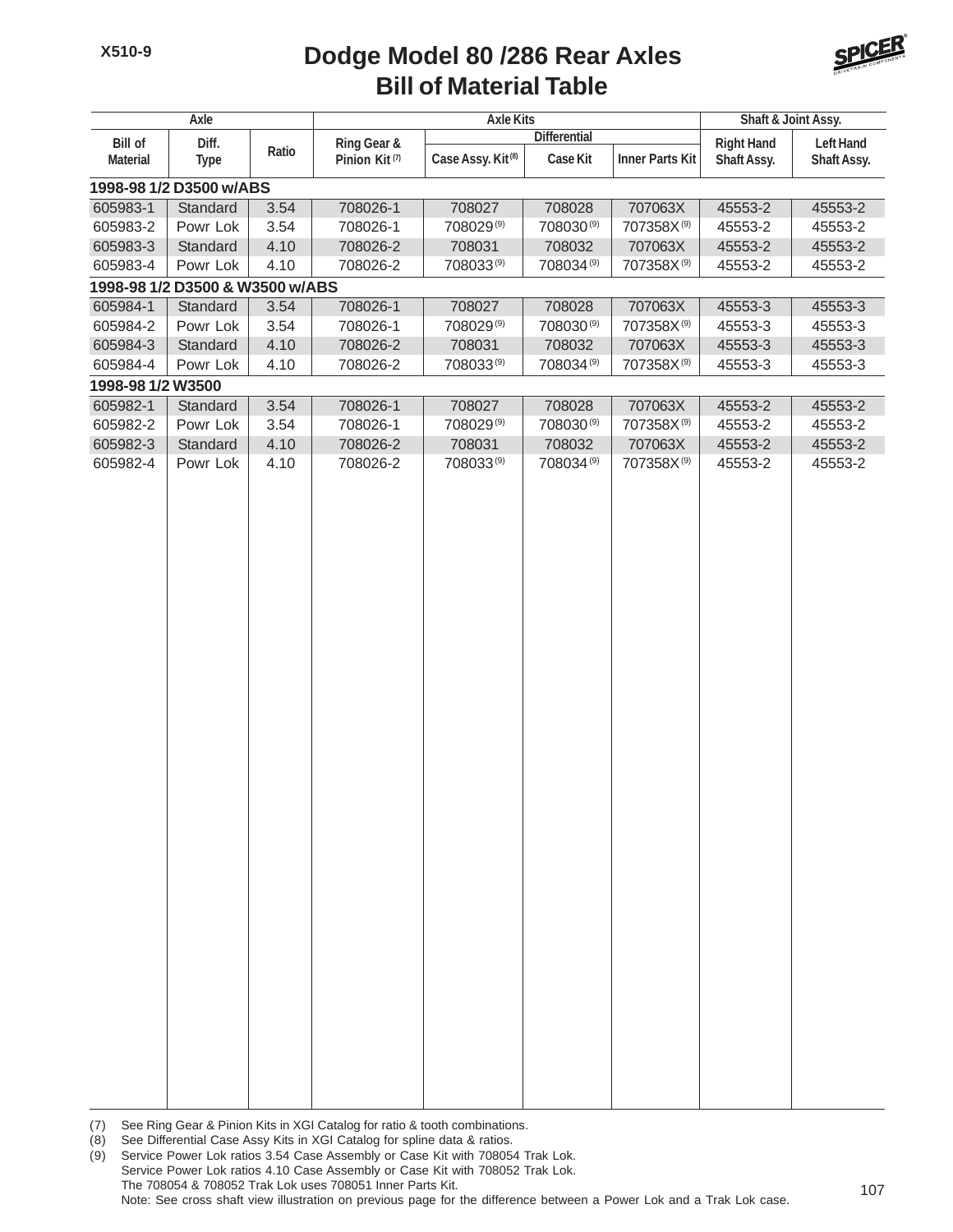# Dodge Model 80 /286 Rear Axles
## Bill of Material Table

| Axle | | | Axle Kits | | | | Shaft & Joint Assy. | |
|---|---|---|---|---|---|---|---|---|
| | | | | Differential | | | | |
| Bill of Material | Diff. Type | Ratio | Ring Gear & Pinion Kit (7) | Case Assy. Kit (8) | Case Kit | Inner Parts Kit | Right Hand Shaft Assy. | Left Hand Shaft Assy. |
| **1998-98 1/2 D3500 w/ABS** | | | | | | | | |
| 605983-1 | Standard | 3.54 | 708026-1 | 708027 | 708028 | 707063X | 45553-2 | 45553-2 |
| 605983-2 | Powr Lok | 3.54 | 708026-1 | 708029 (9) | 708030 (9) | 707358X (9) | 45553-2 | 45553-2 |
| 605983-3 | Standard | 4.10 | 708026-2 | 708031 | 708032 | 707063X | 45553-2 | 45553-2 |
| 605983-4 | Powr Lok | 4.10 | 708026-2 | 708033 (9) | 708034 (9) | 707358X (9) | 45553-2 | 45553-2 |
| **1998-98 1/2 D3500 & W3500 w/ABS** | | | | | | | | |
| 605984-1 | Standard | 3.54 | 708026-1 | 708027 | 708028 | 707063X | 45553-3 | 45553-3 |
| 605984-2 | Powr Lok | 3.54 | 708026-1 | 708029 (9) | 708030 (9) | 707358X (9) | 45553-3 | 45553-3 |
| 605984-3 | Standard | 4.10 | 708026-2 | 708031 | 708032 | 707063X | 45553-3 | 45553-3 |
| 605984-4 | Powr Lok | 4.10 | 708026-2 | 708033 (9) | 708034 (9) | 707358X (9) | 45553-3 | 45553-3 |
| **1998-98 1/2 W3500** | | | | | | | | |
| 605982-1 | Standard | 3.54 | 708026-1 | 708027 | 708028 | 707063X | 45553-2 | 45553-2 |
| 605982-2 | Powr Lok | 3.54 | 708026-1 | 708029 (9) | 708030 (9) | 707358X (9) | 45553-2 | 45553-2 |
| 605982-3 | Standard | 4.10 | 708026-2 | 708031 | 708032 | 707063X | 45553-2 | 45553-2 |
| 605982-4 | Powr Lok | 4.10 | 708026-2 | 708033 (9) | 708034 (9) | 707358X (9) | 45553-2 | 45553-2 |

(7) See Ring Gear & Pinion Kits in XGI Catalog for ratio & tooth combinations.
(8) See Differential Case Assy Kits in XGI Catalog for spline data & ratios.
(9) Service Power Lok ratios 3.54 Case Assembly or Case Kit with 708054 Trak Lok.
Service Power Lok ratios 4.10 Case Assembly or Case Kit with 708052 Trak Lok.
The 708054 & 708052 Trak Lok uses 708051 Inner Parts Kit.
Note: See cross shaft view illustration on previous page for the difference between a Power Lok and a Trak Lok case.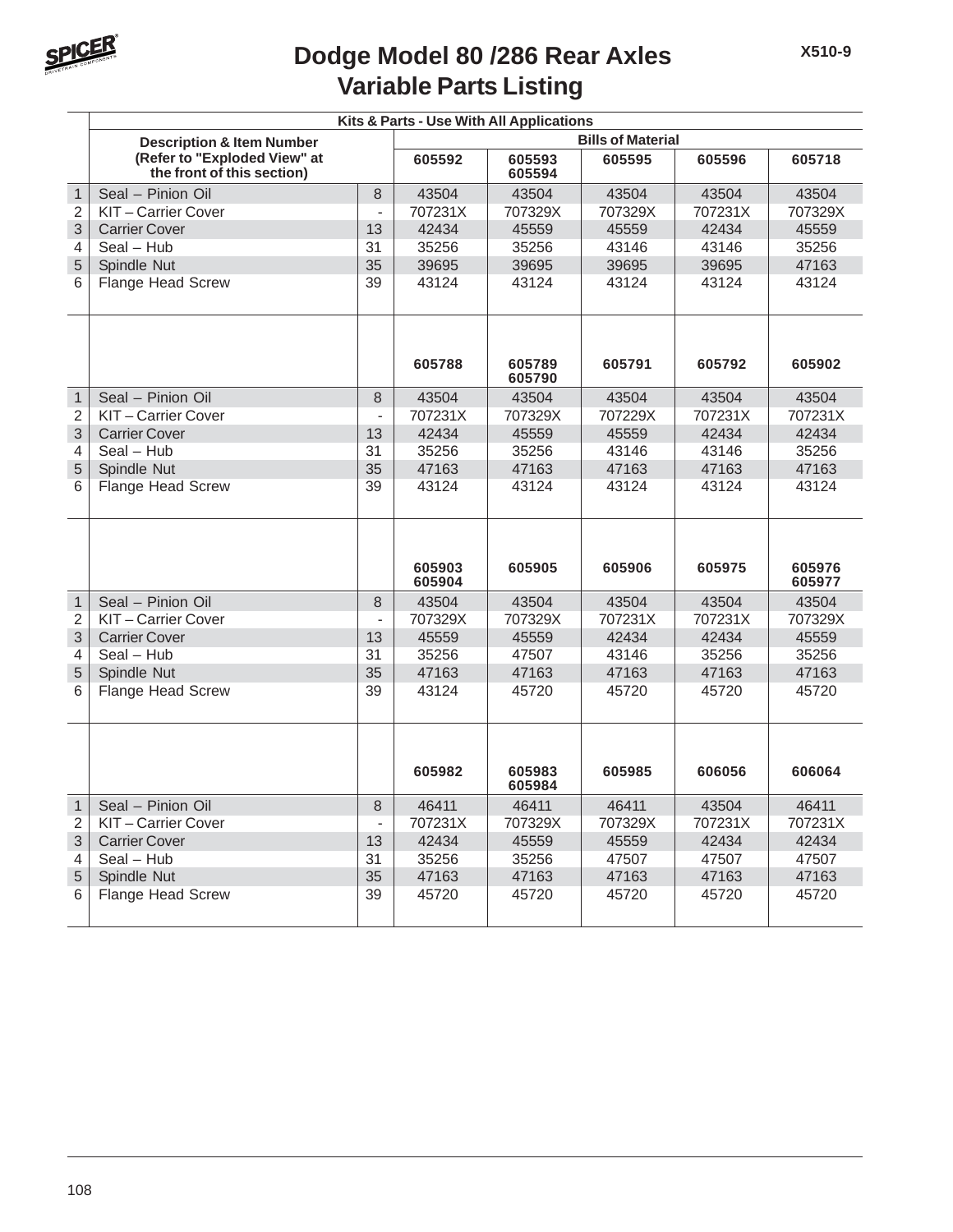# Dodge Model 80 /286 Rear Axles
## Variable Parts Listing

X510-9

| | Kits & Parts - Use With All Applications | | | | | | |
|---|---|---|---|---|---|---|---|
| | Description & Item Number (Refer to "Exploded View" at the front of this section) | | Bills of Material | | | | |
| | | | 605592 | 605593 605594 | 605595 | 605596 | 605718 |
| 1 | Seal – Pinion Oil | 8 | 43504 | 43504 | 43504 | 43504 | 43504 |
| 2 | KIT – Carrier Cover | - | 707231X | 707329X | 707329X | 707231X | 707329X |
| 3 | Carrier Cover | 13 | 42434 | 45559 | 45559 | 42434 | 45559 |
| 4 | Seal – Hub | 31 | 35256 | 35256 | 43146 | 43146 | 35256 |
| 5 | Spindle Nut | 35 | 39695 | 39695 | 39695 | 39695 | 47163 |
| 6 | Flange Head Screw | 39 | 43124 | 43124 | 43124 | 43124 | 43124 |
| | | | 605788 | 605789 605790 | 605791 | 605792 | 605902 |
| 1 | Seal – Pinion Oil | 8 | 43504 | 43504 | 43504 | 43504 | 43504 |
| 2 | KIT – Carrier Cover | - | 707231X | 707329X | 707229X | 707231X | 707231X |
| 3 | Carrier Cover | 13 | 42434 | 45559 | 45559 | 42434 | 42434 |
| 4 | Seal – Hub | 31 | 35256 | 35256 | 43146 | 43146 | 35256 |
| 5 | Spindle Nut | 35 | 47163 | 47163 | 47163 | 47163 | 47163 |
| 6 | Flange Head Screw | 39 | 43124 | 43124 | 43124 | 43124 | 43124 |
| | | | 605903 605904 | 605905 | 605906 | 605975 | 605976 605977 |
| 1 | Seal – Pinion Oil | 8 | 43504 | 43504 | 43504 | 43504 | 43504 |
| 2 | KIT – Carrier Cover | - | 707329X | 707329X | 707231X | 707231X | 707329X |
| 3 | Carrier Cover | 13 | 45559 | 45559 | 42434 | 42434 | 45559 |
| 4 | Seal – Hub | 31 | 35256 | 47507 | 43146 | 35256 | 35256 |
| 5 | Spindle Nut | 35 | 47163 | 47163 | 47163 | 47163 | 47163 |
| 6 | Flange Head Screw | 39 | 43124 | 45720 | 45720 | 45720 | 45720 |
| | | | 605982 | 605983 605984 | 605985 | 606056 | 606064 |
| 1 | Seal – Pinion Oil | 8 | 46411 | 46411 | 46411 | 43504 | 46411 |
| 2 | KIT – Carrier Cover | - | 707231X | 707329X | 707329X | 707231X | 707231X |
| 3 | Carrier Cover | 13 | 42434 | 45559 | 45559 | 42434 | 42434 |
| 4 | Seal – Hub | 31 | 35256 | 35256 | 47507 | 47507 | 47507 |
| 5 | Spindle Nut | 35 | 47163 | 47163 | 47163 | 47163 | 47163 |
| 6 | Flange Head Screw | 39 | 45720 | 45720 | 45720 | 45720 | 45720 |